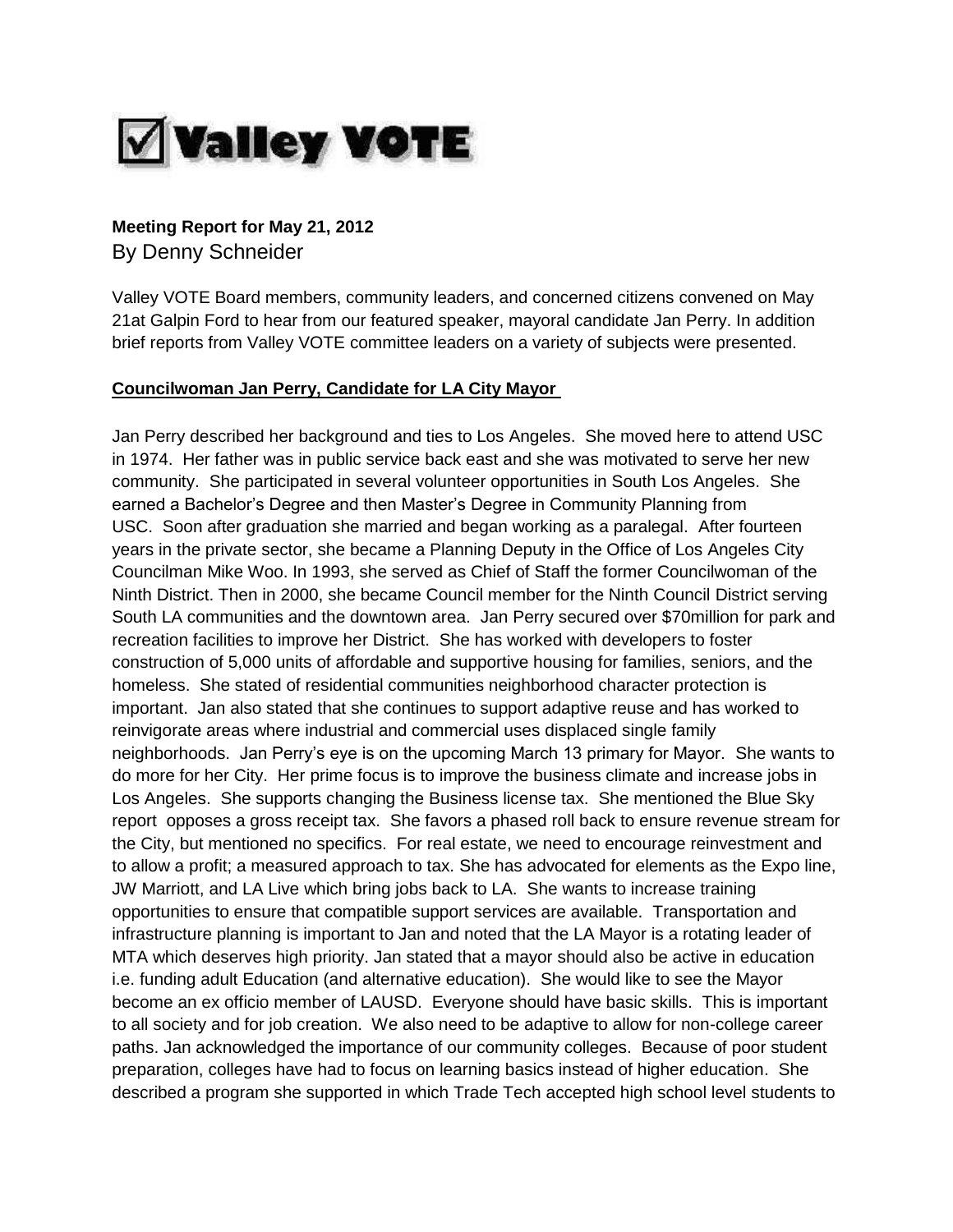# ☑ Valley VOTE

**Meeting Report for May 21, 2012**
By Denny Schneider

Valley VOTE Board members, community leaders, and concerned citizens convened on May 21at Galpin Ford to hear from our featured speaker, mayoral candidate Jan Perry. In addition brief reports from Valley VOTE committee leaders on a variety of subjects were presented.

## **Councilwoman Jan Perry, Candidate for LA City Mayor**

Jan Perry described her background and ties to Los Angeles. She moved here to attend USC in 1974. Her father was in public service back east and she was motivated to serve her new community. She participated in several volunteer opportunities in South Los Angeles. She earned a Bachelor's Degree and then Master's Degree in Community Planning from USC. Soon after graduation she married and began working as a paralegal. After fourteen years in the private sector, she became a Planning Deputy in the Office of Los Angeles City Councilman Mike Woo. In 1993, she served as Chief of Staff the former Councilwoman of the Ninth District. Then in 2000, she became Council member for the Ninth Council District serving South LA communities and the downtown area. Jan Perry secured over $70million for park and recreation facilities to improve her District. She has worked with developers to foster construction of 5,000 units of affordable and supportive housing for families, seniors, and the homeless. She stated of residential communities neighborhood character protection is important. Jan also stated that she continues to support adaptive reuse and has worked to reinvigorate areas where industrial and commercial uses displaced single family neighborhoods. Jan Perry's eye is on the upcoming March 13 primary for Mayor. She wants to do more for her City. Her prime focus is to improve the business climate and increase jobs in Los Angeles. She supports changing the Business license tax. She mentioned the Blue Sky report opposes a gross receipt tax. She favors a phased roll back to ensure revenue stream for the City, but mentioned no specifics. For real estate, we need to encourage reinvestment and to allow a profit; a measured approach to tax. She has advocated for elements as the Expo line, JW Marriott, and LA Live which bring jobs back to LA. She wants to increase training opportunities to ensure that compatible support services are available. Transportation and infrastructure planning is important to Jan and noted that the LA Mayor is a rotating leader of MTA which deserves high priority. Jan stated that a mayor should also be active in education i.e. funding adult Education (and alternative education). She would like to see the Mayor become an ex officio member of LAUSD. Everyone should have basic skills. This is important to all society and for job creation. We also need to be adaptive to allow for non-college career paths. Jan acknowledged the importance of our community colleges. Because of poor student preparation, colleges have had to focus on learning basics instead of higher education. She described a program she supported in which Trade Tech accepted high school level students to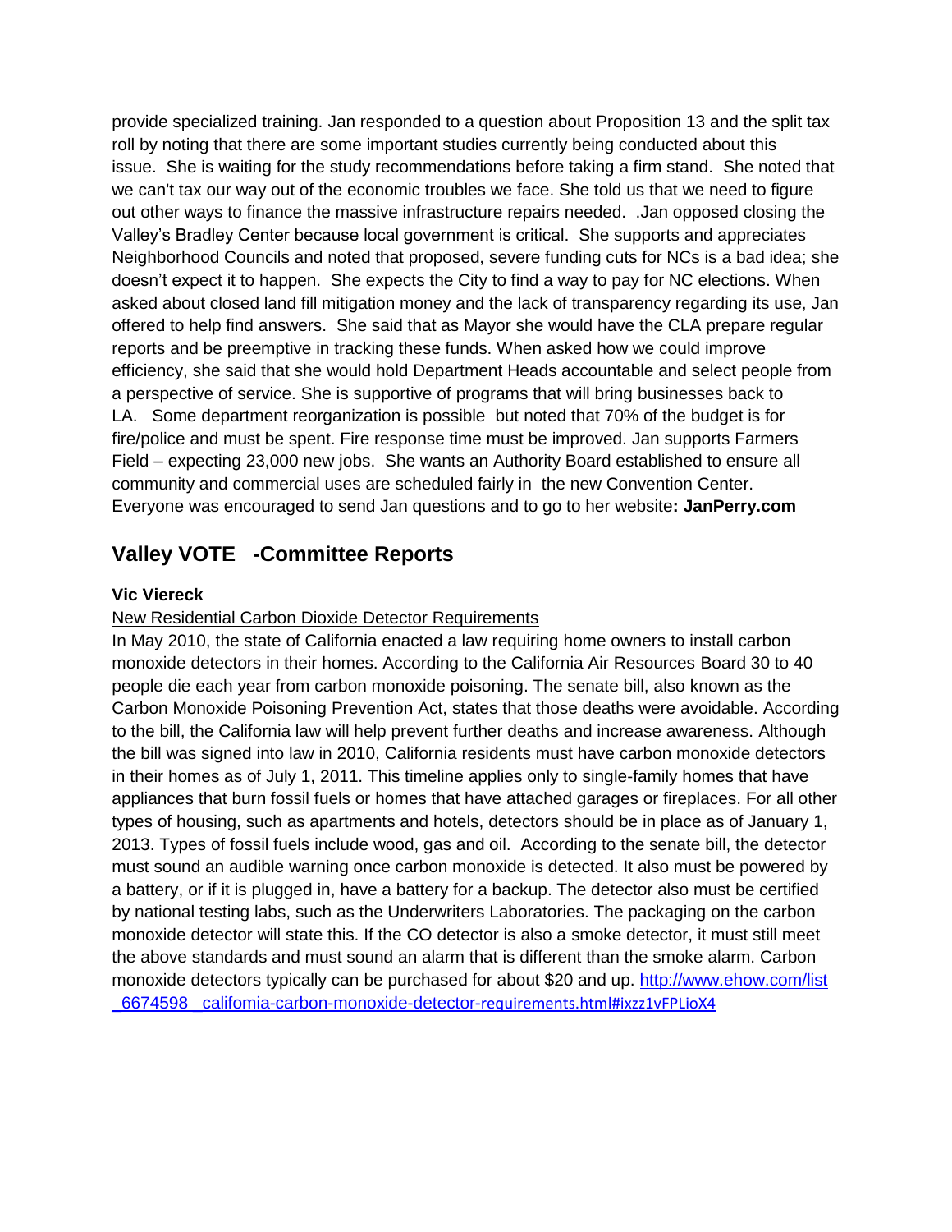provide specialized training. Jan responded to a question about Proposition 13 and the split tax roll by noting that there are some important studies currently being conducted about this issue. She is waiting for the study recommendations before taking a firm stand. She noted that we can't tax our way out of the economic troubles we face. She told us that we need to figure out other ways to finance the massive infrastructure repairs needed. .Jan opposed closing the Valley's Bradley Center because local government is critical. She supports and appreciates Neighborhood Councils and noted that proposed, severe funding cuts for NCs is a bad idea; she doesn't expect it to happen. She expects the City to find a way to pay for NC elections. When asked about closed land fill mitigation money and the lack of transparency regarding its use, Jan offered to help find answers. She said that as Mayor she would have the CLA prepare regular reports and be preemptive in tracking these funds. When asked how we could improve efficiency, she said that she would hold Department Heads accountable and select people from a perspective of service. She is supportive of programs that will bring businesses back to LA. Some department reorganization is possible but noted that 70% of the budget is for fire/police and must be spent. Fire response time must be improved. Jan supports Farmers Field – expecting 23,000 new jobs. She wants an Authority Board established to ensure all community and commercial uses are scheduled fairly in the new Convention Center. Everyone was encouraged to send Jan questions and to go to her website**: JanPerry.com**

## Valley VOTE -Committee Reports

**Vic Viereck**

New Residential Carbon Dioxide Detector Requirements

In May 2010, the state of California enacted a law requiring home owners to install carbon monoxide detectors in their homes. According to the California Air Resources Board 30 to 40 people die each year from carbon monoxide poisoning. The senate bill, also known as the Carbon Monoxide Poisoning Prevention Act, states that those deaths were avoidable. According to the bill, the California law will help prevent further deaths and increase awareness. Although the bill was signed into law in 2010, California residents must have carbon monoxide detectors in their homes as of July 1, 2011. This timeline applies only to single-family homes that have appliances that burn fossil fuels or homes that have attached garages or fireplaces. For all other types of housing, such as apartments and hotels, detectors should be in place as of January 1, 2013. Types of fossil fuels include wood, gas and oil. According to the senate bill, the detector must sound an audible warning once carbon monoxide is detected. It also must be powered by a battery, or if it is plugged in, have a battery for a backup. The detector also must be certified by national testing labs, such as the Underwriters Laboratories. The packaging on the carbon monoxide detector will state this. If the CO detector is also a smoke detector, it must still meet the above standards and must sound an alarm that is different than the smoke alarm. Carbon monoxide detectors typically can be purchased for about $20 and up. http://www.ehow.com/list_6674598_califomia-carbon-monoxide-detector-requirements.html#ixzz1vFPLioX4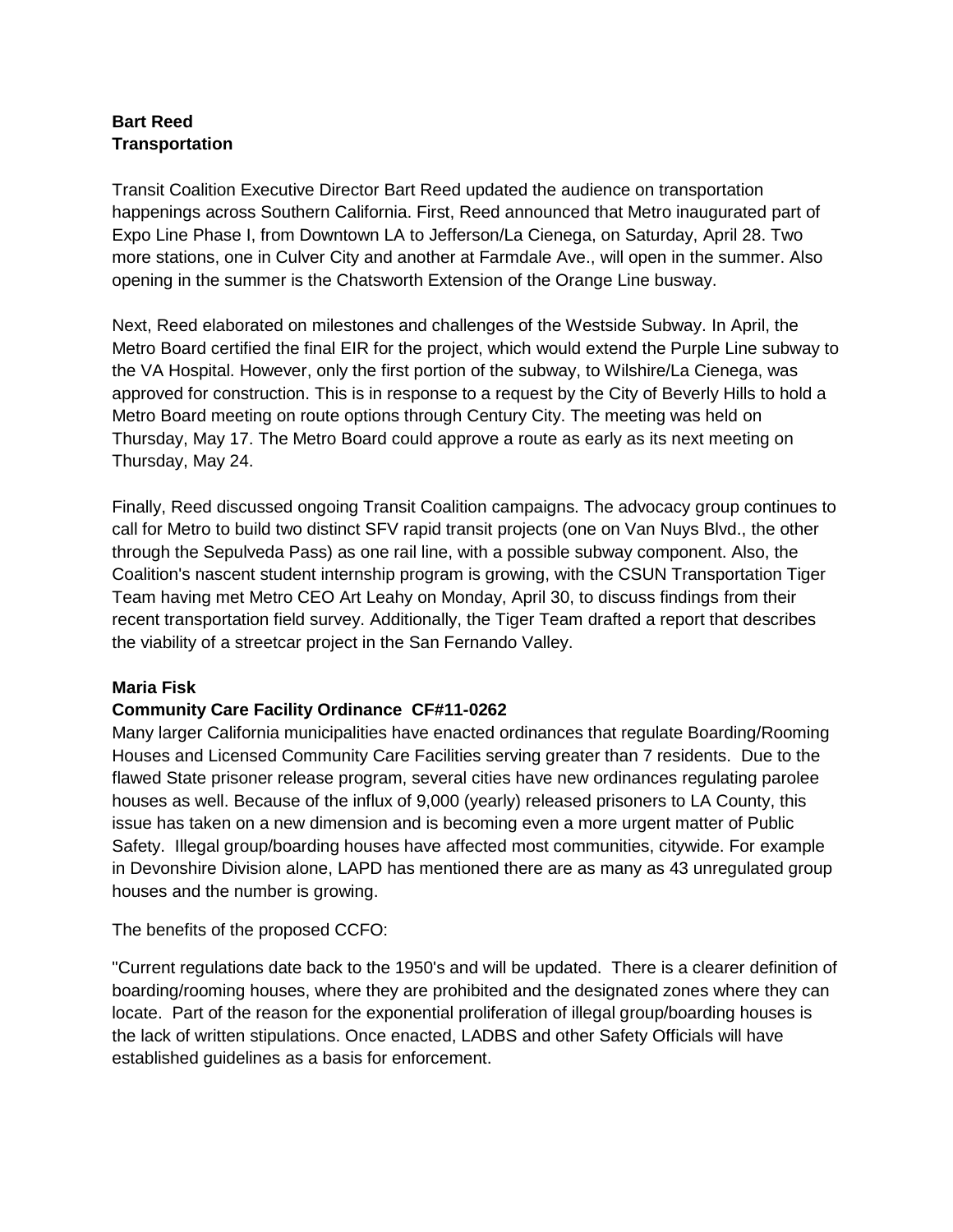**Bart Reed**
**Transportation**

Transit Coalition Executive Director Bart Reed updated the audience on transportation happenings across Southern California. First, Reed announced that Metro inaugurated part of Expo Line Phase I, from Downtown LA to Jefferson/La Cienega, on Saturday, April 28. Two more stations, one in Culver City and another at Farmdale Ave., will open in the summer. Also opening in the summer is the Chatsworth Extension of the Orange Line busway.

Next, Reed elaborated on milestones and challenges of the Westside Subway. In April, the Metro Board certified the final EIR for the project, which would extend the Purple Line subway to the VA Hospital. However, only the first portion of the subway, to Wilshire/La Cienega, was approved for construction. This is in response to a request by the City of Beverly Hills to hold a Metro Board meeting on route options through Century City. The meeting was held on Thursday, May 17. The Metro Board could approve a route as early as its next meeting on Thursday, May 24.

Finally, Reed discussed ongoing Transit Coalition campaigns. The advocacy group continues to call for Metro to build two distinct SFV rapid transit projects (one on Van Nuys Blvd., the other through the Sepulveda Pass) as one rail line, with a possible subway component. Also, the Coalition's nascent student internship program is growing, with the CSUN Transportation Tiger Team having met Metro CEO Art Leahy on Monday, April 30, to discuss findings from their recent transportation field survey. Additionally, the Tiger Team drafted a report that describes the viability of a streetcar project in the San Fernando Valley.

**Maria Fisk**
**Community Care Facility Ordinance CF#11-0262**

Many larger California municipalities have enacted ordinances that regulate Boarding/Rooming Houses and Licensed Community Care Facilities serving greater than 7 residents. Due to the flawed State prisoner release program, several cities have new ordinances regulating parolee houses as well. Because of the influx of 9,000 (yearly) released prisoners to LA County, this issue has taken on a new dimension and is becoming even a more urgent matter of Public Safety. Illegal group/boarding houses have affected most communities, citywide. For example in Devonshire Division alone, LAPD has mentioned there are as many as 43 unregulated group houses and the number is growing.

The benefits of the proposed CCFO:

"Current regulations date back to the 1950's and will be updated. There is a clearer definition of boarding/rooming houses, where they are prohibited and the designated zones where they can locate. Part of the reason for the exponential proliferation of illegal group/boarding houses is the lack of written stipulations. Once enacted, LADBS and other Safety Officials will have established guidelines as a basis for enforcement.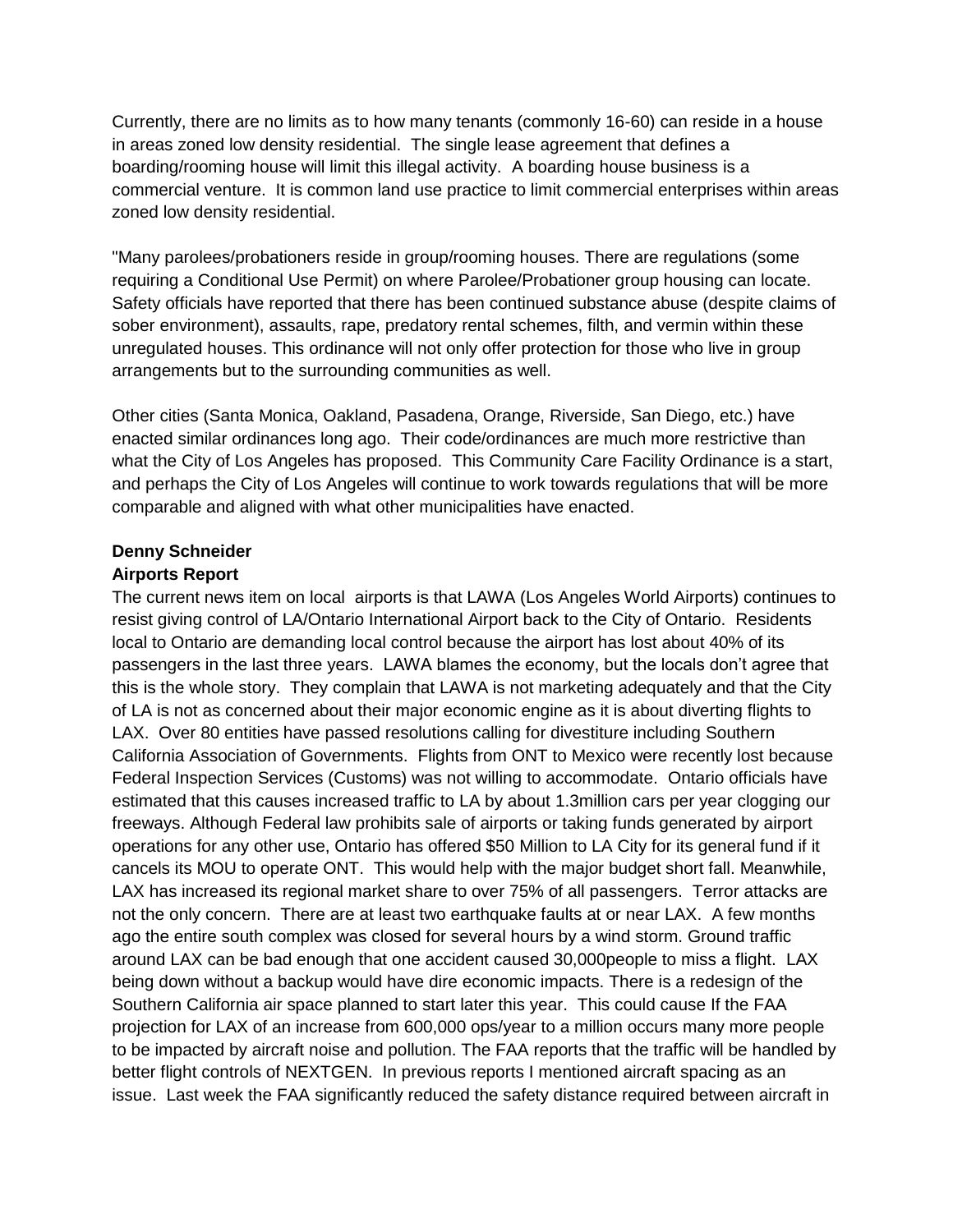Currently, there are no limits as to how many tenants (commonly 16-60) can reside in a house in areas zoned low density residential. The single lease agreement that defines a boarding/rooming house will limit this illegal activity. A boarding house business is a commercial venture. It is common land use practice to limit commercial enterprises within areas zoned low density residential.

"Many parolees/probationers reside in group/rooming houses. There are regulations (some requiring a Conditional Use Permit) on where Parolee/Probationer group housing can locate. Safety officials have reported that there has been continued substance abuse (despite claims of sober environment), assaults, rape, predatory rental schemes, filth, and vermin within these unregulated houses. This ordinance will not only offer protection for those who live in group arrangements but to the surrounding communities as well.

Other cities (Santa Monica, Oakland, Pasadena, Orange, Riverside, San Diego, etc.) have enacted similar ordinances long ago. Their code/ordinances are much more restrictive than what the City of Los Angeles has proposed. This Community Care Facility Ordinance is a start, and perhaps the City of Los Angeles will continue to work towards regulations that will be more comparable and aligned with what other municipalities have enacted.

**Denny Schneider**
**Airports Report**
The current news item on local airports is that LAWA (Los Angeles World Airports) continues to resist giving control of LA/Ontario International Airport back to the City of Ontario. Residents local to Ontario are demanding local control because the airport has lost about 40% of its passengers in the last three years. LAWA blames the economy, but the locals don't agree that this is the whole story. They complain that LAWA is not marketing adequately and that the City of LA is not as concerned about their major economic engine as it is about diverting flights to LAX. Over 80 entities have passed resolutions calling for divestiture including Southern California Association of Governments. Flights from ONT to Mexico were recently lost because Federal Inspection Services (Customs) was not willing to accommodate. Ontario officials have estimated that this causes increased traffic to LA by about 1.3million cars per year clogging our freeways. Although Federal law prohibits sale of airports or taking funds generated by airport operations for any other use, Ontario has offered $50 Million to LA City for its general fund if it cancels its MOU to operate ONT. This would help with the major budget short fall. Meanwhile, LAX has increased its regional market share to over 75% of all passengers. Terror attacks are not the only concern. There are at least two earthquake faults at or near LAX. A few months ago the entire south complex was closed for several hours by a wind storm. Ground traffic around LAX can be bad enough that one accident caused 30,000people to miss a flight. LAX being down without a backup would have dire economic impacts. There is a redesign of the Southern California air space planned to start later this year. This could cause If the FAA projection for LAX of an increase from 600,000 ops/year to a million occurs many more people to be impacted by aircraft noise and pollution. The FAA reports that the traffic will be handled by better flight controls of NEXTGEN. In previous reports I mentioned aircraft spacing as an issue. Last week the FAA significantly reduced the safety distance required between aircraft in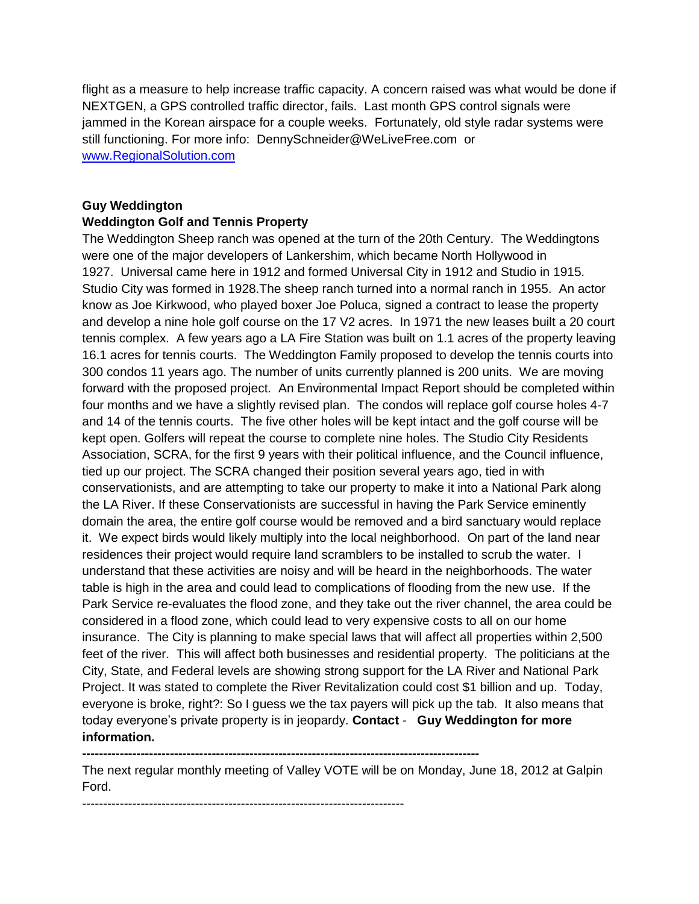flight as a measure to help increase traffic capacity. A concern raised was what would be done if NEXTGEN, a GPS controlled traffic director, fails. Last month GPS control signals were jammed in the Korean airspace for a couple weeks. Fortunately, old style radar systems were still functioning. For more info: DennySchneider@WeLiveFree.com or [www.RegionalSolution.com](http://www.RegionalSolution.com)

**Guy Weddington**
**Weddington Golf and Tennis Property**

The Weddington Sheep ranch was opened at the turn of the 20th Century. The Weddingtons were one of the major developers of Lankershim, which became North Hollywood in 1927. Universal came here in 1912 and formed Universal City in 1912 and Studio in 1915. Studio City was formed in 1928.The sheep ranch turned into a normal ranch in 1955. An actor know as Joe Kirkwood, who played boxer Joe Poluca, signed a contract to lease the property and develop a nine hole golf course on the 17 V2 acres. In 1971 the new leases built a 20 court tennis complex. A few years ago a LA Fire Station was built on 1.1 acres of the property leaving 16.1 acres for tennis courts. The Weddington Family proposed to develop the tennis courts into 300 condos 11 years ago. The number of units currently planned is 200 units. We are moving forward with the proposed project. An Environmental Impact Report should be completed within four months and we have a slightly revised plan. The condos will replace golf course holes 4-7 and 14 of the tennis courts. The five other holes will be kept intact and the golf course will be kept open. Golfers will repeat the course to complete nine holes. The Studio City Residents Association, SCRA, for the first 9 years with their political influence, and the Council influence, tied up our project. The SCRA changed their position several years ago, tied in with conservationists, and are attempting to take our property to make it into a National Park along the LA River. If these Conservationists are successful in having the Park Service eminently domain the area, the entire golf course would be removed and a bird sanctuary would replace it. We expect birds would likely multiply into the local neighborhood. On part of the land near residences their project would require land scramblers to be installed to scrub the water. I understand that these activities are noisy and will be heard in the neighborhoods. The water table is high in the area and could lead to complications of flooding from the new use. If the Park Service re-evaluates the flood zone, and they take out the river channel, the area could be considered in a flood zone, which could lead to very expensive costs to all on our home insurance. The City is planning to make special laws that will affect all properties within 2,500 feet of the river. This will affect both businesses and residential property. The politicians at the City, State, and Federal levels are showing strong support for the LA River and National Park Project. It was stated to complete the River Revitalization could cost $1 billion and up. Today, everyone is broke, right?: So I guess we the tax payers will pick up the tab. It also means that today everyone's private property is in jeopardy. **Contact** - **Guy Weddington for more information.**

**-----------------------------------------------------------------------------------------------**

The next regular monthly meeting of Valley VOTE will be on Monday, June 18, 2012 at Galpin Ford.

-----------------------------------------------------------------------------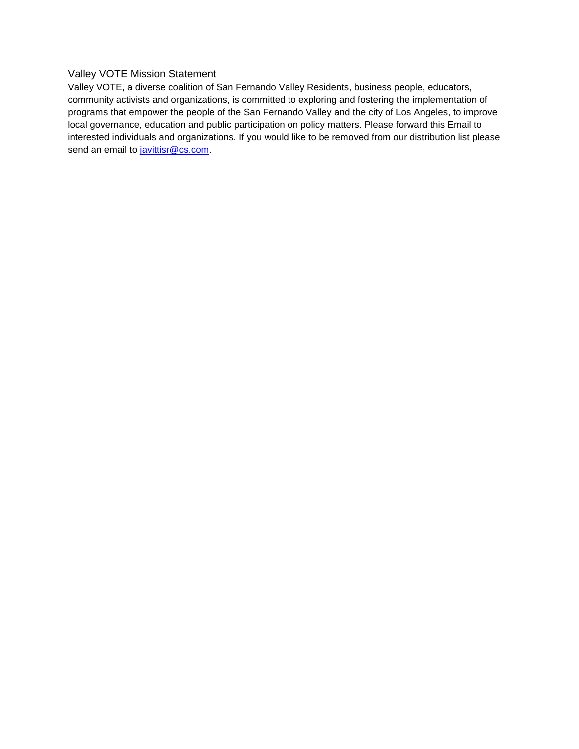## Valley VOTE Mission Statement

Valley VOTE, a diverse coalition of San Fernando Valley Residents, business people, educators, community activists and organizations, is committed to exploring and fostering the implementation of programs that empower the people of the San Fernando Valley and the city of Los Angeles, to improve local governance, education and public participation on policy matters. Please forward this Email to interested individuals and organizations. If you would like to be removed from our distribution list please send an email to javittisr@cs.com.